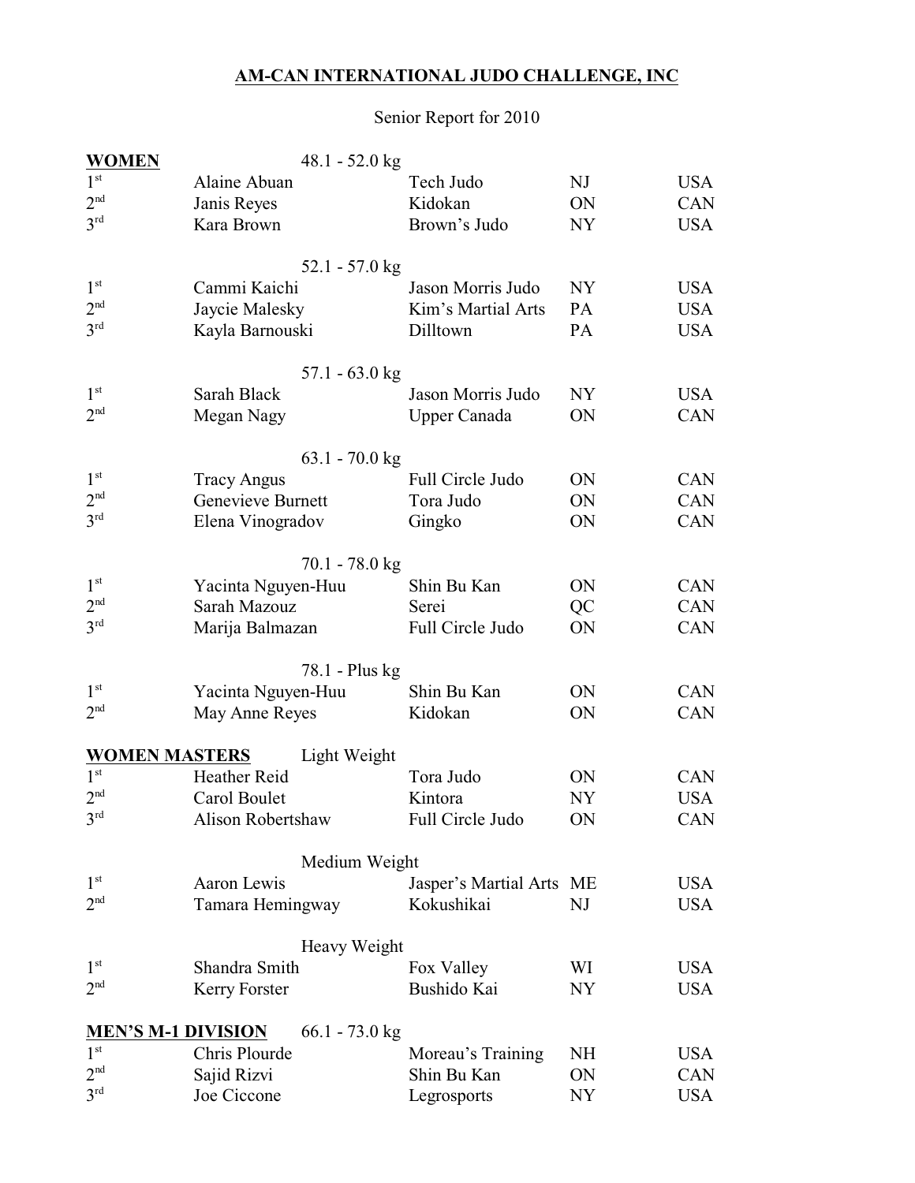# AM-CAN INTERNATIONAL JUDO CHALLENGE, INC

Senior Report for 2010

| **WOMEN** | 48.1 - 52.0 kg | | | |
|---|---|---|---|---|
| 1st | Alaine Abuan | Tech Judo | NJ | USA |
| 2nd | Janis Reyes | Kidokan | ON | CAN |
| 3rd | Kara Brown | Brown's Judo | NY | USA |
| | 52.1 - 57.0 kg | | | |
| 1st | Cammi Kaichi | Jason Morris Judo | NY | USA |
| 2nd | Jaycie Malesky | Kim's Martial Arts | PA | USA |
| 3rd | Kayla Barnouski | Dilltown | PA | USA |
| | 57.1 - 63.0 kg | | | |
| 1st | Sarah Black | Jason Morris Judo | NY | USA |
| 2nd | Megan Nagy | Upper Canada | ON | CAN |
| | 63.1 - 70.0 kg | | | |
| 1st | Tracy Angus | Full Circle Judo | ON | CAN |
| 2nd | Genevieve Burnett | Tora Judo | ON | CAN |
| 3rd | Elena Vinogradov | Gingko | ON | CAN |
| | 70.1 - 78.0 kg | | | |
| 1st | Yacinta Nguyen-Huu | Shin Bu Kan | ON | CAN |
| 2nd | Sarah Mazouz | Serei | QC | CAN |
| 3rd | Marija Balmazan | Full Circle Judo | ON | CAN |
| | 78.1 - Plus kg | | | |
| 1st | Yacinta Nguyen-Huu | Shin Bu Kan | ON | CAN |
| 2nd | May Anne Reyes | Kidokan | ON | CAN |
| **WOMEN MASTERS** | Light Weight | | | |
| 1st | Heather Reid | Tora Judo | ON | CAN |
| 2nd | Carol Boulet | Kintora | NY | USA |
| 3rd | Alison Robertshaw | Full Circle Judo | ON | CAN |
| | Medium Weight | | | |
| 1st | Aaron Lewis | Jasper's Martial Arts | ME | USA |
| 2nd | Tamara Hemingway | Kokushikai | NJ | USA |
| | Heavy Weight | | | |
| 1st | Shandra Smith | Fox Valley | WI | USA |
| 2nd | Kerry Forster | Bushido Kai | NY | USA |
| **MEN'S M-1 DIVISION** | 66.1 - 73.0 kg | | | |
| 1st | Chris Plourde | Moreau's Training | NH | USA |
| 2nd | Sajid Rizvi | Shin Bu Kan | ON | CAN |
| 3rd | Joe Ciccone | Legrosports | NY | USA |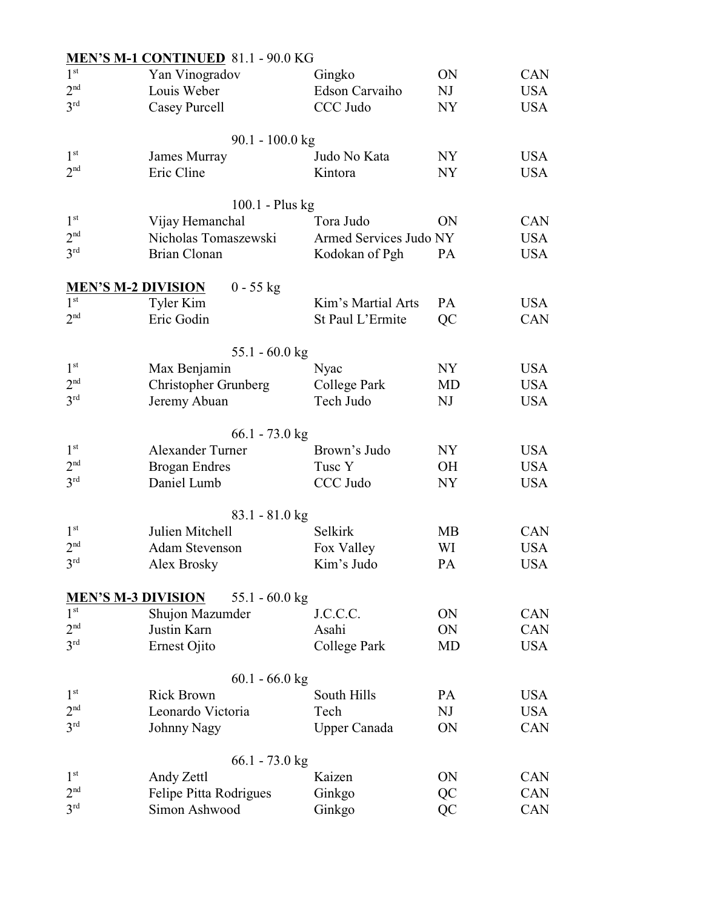**MEN'S M-1 CONTINUED** 81.1 - 90.0 KG

| | | | | |
|---|---|---|---|---|
| 1st | Yan Vinogradov | Gingko | ON | CAN |
| 2nd | Louis Weber | Edson Carvaiho | NJ | USA |
| 3rd | Casey Purcell | CCC Judo | NY | USA |

90.1 - 100.0 kg

| | | | | |
|---|---|---|---|---|
| 1st | James Murray | Judo No Kata | NY | USA |
| 2nd | Eric Cline | Kintora | NY | USA |

100.1 - Plus kg

| | | | | |
|---|---|---|---|---|
| 1st | Vijay Hemanchal | Tora Judo | ON | CAN |
| 2nd | Nicholas Tomaszewski | Armed Services Judo | NY | USA |
| 3rd | Brian Clonan | Kodokan of Pgh | PA | USA |

**MEN'S M-2 DIVISION** 0 - 55 kg

| | | | | |
|---|---|---|---|---|
| 1st | Tyler Kim | Kim's Martial Arts | PA | USA |
| 2nd | Eric Godin | St Paul L'Ermite | QC | CAN |

55.1 - 60.0 kg

| | | | | |
|---|---|---|---|---|
| 1st | Max Benjamin | Nyac | NY | USA |
| 2nd | Christopher Grunberg | College Park | MD | USA |
| 3rd | Jeremy Abuan | Tech Judo | NJ | USA |

66.1 - 73.0 kg

| | | | | |
|---|---|---|---|---|
| 1st | Alexander Turner | Brown's Judo | NY | USA |
| 2nd | Brogan Endres | Tusc Y | OH | USA |
| 3rd | Daniel Lumb | CCC Judo | NY | USA |

83.1 - 81.0 kg

| | | | | |
|---|---|---|---|---|
| 1st | Julien Mitchell | Selkirk | MB | CAN |
| 2nd | Adam Stevenson | Fox Valley | WI | USA |
| 3rd | Alex Brosky | Kim's Judo | PA | USA |

**MEN'S M-3 DIVISION** 55.1 - 60.0 kg

| | | | | |
|---|---|---|---|---|
| 1st | Shujon Mazumder | J.C.C.C. | ON | CAN |
| 2nd | Justin Karn | Asahi | ON | CAN |
| 3rd | Ernest Ojito | College Park | MD | USA |

60.1 - 66.0 kg

| | | | | |
|---|---|---|---|---|
| 1st | Rick Brown | South Hills | PA | USA |
| 2nd | Leonardo Victoria | Tech | NJ | USA |
| 3rd | Johnny Nagy | Upper Canada | ON | CAN |

66.1 - 73.0 kg

| | | | | |
|---|---|---|---|---|
| 1st | Andy Zettl | Kaizen | ON | CAN |
| 2nd | Felipe Pitta Rodrigues | Ginkgo | QC | CAN |
| 3rd | Simon Ashwood | Ginkgo | QC | CAN |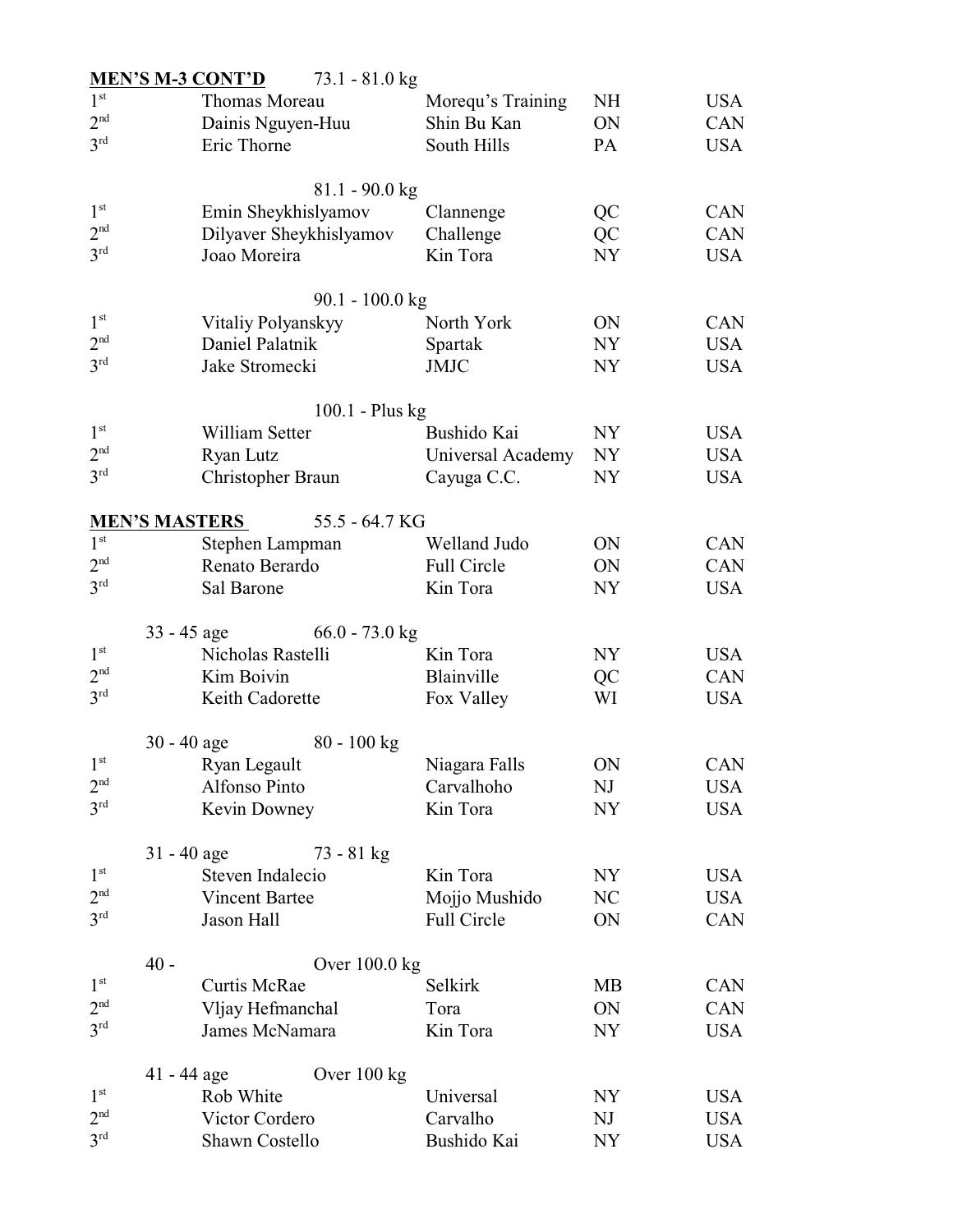**MEN'S M-3 CONT'D** 73.1 - 81.0 kg

| Place | Name | Club | State/Prov | Country |
|---|---|---|---|---|
| 1st | Thomas Moreau | Morequ's Training | NH | USA |
| 2nd | Dainis Nguyen-Huu | Shin Bu Kan | ON | CAN |
| 3rd | Eric Thorne | South Hills | PA | USA |

81.1 - 90.0 kg

| Place | Name | Club | State/Prov | Country |
|---|---|---|---|---|
| 1st | Emin Sheykhislyamov | Clannenge | QC | CAN |
| 2nd | Dilyaver Sheykhislyamov | Challenge | QC | CAN |
| 3rd | Joao Moreira | Kin Tora | NY | USA |

90.1 - 100.0 kg

| Place | Name | Club | State/Prov | Country |
|---|---|---|---|---|
| 1st | Vitaliy Polyanskyy | North York | ON | CAN |
| 2nd | Daniel Palatnik | Spartak | NY | USA |
| 3rd | Jake Stromecki | JMJC | NY | USA |

100.1 - Plus kg

| Place | Name | Club | State/Prov | Country |
|---|---|---|---|---|
| 1st | William Setter | Bushido Kai | NY | USA |
| 2nd | Ryan Lutz | Universal Academy | NY | USA |
| 3rd | Christopher Braun | Cayuga C.C. | NY | USA |

**MEN'S MASTERS** 55.5 - 64.7 KG

| Place | Name | Club | State/Prov | Country |
|---|---|---|---|---|
| 1st | Stephen Lampman | Welland Judo | ON | CAN |
| 2nd | Renato Berardo | Full Circle | ON | CAN |
| 3rd | Sal Barone | Kin Tora | NY | USA |

33 - 45 age 66.0 - 73.0 kg

| Place | Name | Club | State/Prov | Country |
|---|---|---|---|---|
| 1st | Nicholas Rastelli | Kin Tora | NY | USA |
| 2nd | Kim Boivin | Blainville | QC | CAN |
| 3rd | Keith Cadorette | Fox Valley | WI | USA |

30 - 40 age 80 - 100 kg

| Place | Name | Club | State/Prov | Country |
|---|---|---|---|---|
| 1st | Ryan Legault | Niagara Falls | ON | CAN |
| 2nd | Alfonso Pinto | Carvalhoho | NJ | USA |
| 3rd | Kevin Downey | Kin Tora | NY | USA |

31 - 40 age 73 - 81 kg

| Place | Name | Club | State/Prov | Country |
|---|---|---|---|---|
| 1st | Steven Indalecio | Kin Tora | NY | USA |
| 2nd | Vincent Bartee | Mojjo Mushido | NC | USA |
| 3rd | Jason Hall | Full Circle | ON | CAN |

40 - Over 100.0 kg

| Place | Name | Club | State/Prov | Country |
|---|---|---|---|---|
| 1st | Curtis McRae | Selkirk | MB | CAN |
| 2nd | Vljay Hefmanchal | Tora | ON | CAN |
| 3rd | James McNamara | Kin Tora | NY | USA |

41 - 44 age Over 100 kg

| Place | Name | Club | State/Prov | Country |
|---|---|---|---|---|
| 1st | Rob White | Universal | NY | USA |
| 2nd | Victor Cordero | Carvalho | NJ | USA |
| 3rd | Shawn Costello | Bushido Kai | NY | USA |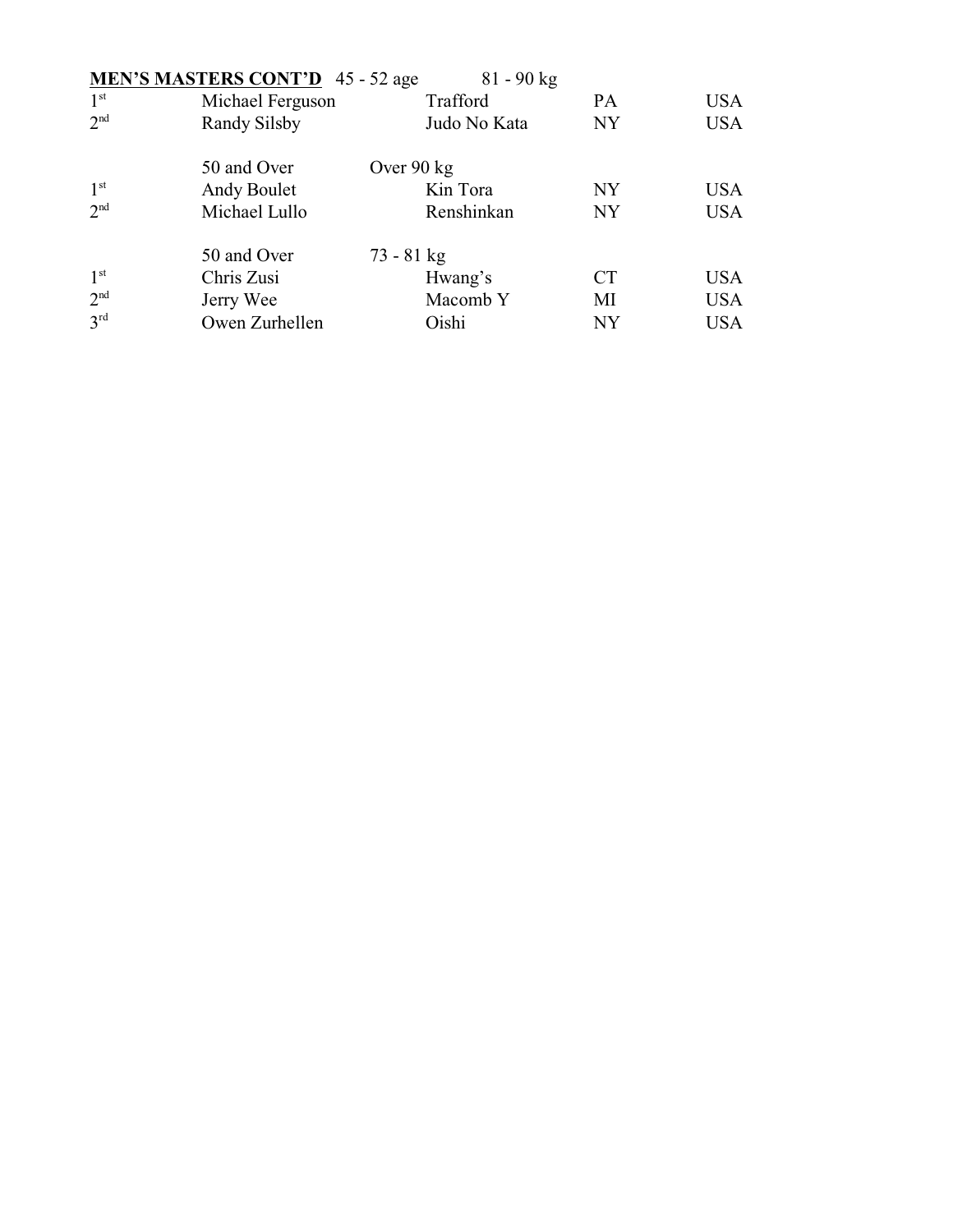**MEN'S MASTERS CONT'D** 45 - 52 age 81 - 90 kg

| | | | | |
|---|---|---|---|---|
| 1st | Michael Ferguson | Trafford | PA | USA |
| 2nd | Randy Silsby | Judo No Kata | NY | USA |

50 and Over Over 90 kg

| | | | | |
|---|---|---|---|---|
| 1st | Andy Boulet | Kin Tora | NY | USA |
| 2nd | Michael Lullo | Renshinkan | NY | USA |

50 and Over 73 - 81 kg

| | | | | |
|---|---|---|---|---|
| 1st | Chris Zusi | Hwang's | CT | USA |
| 2nd | Jerry Wee | Macomb Y | MI | USA |
| 3rd | Owen Zurhellen | Oishi | NY | USA |